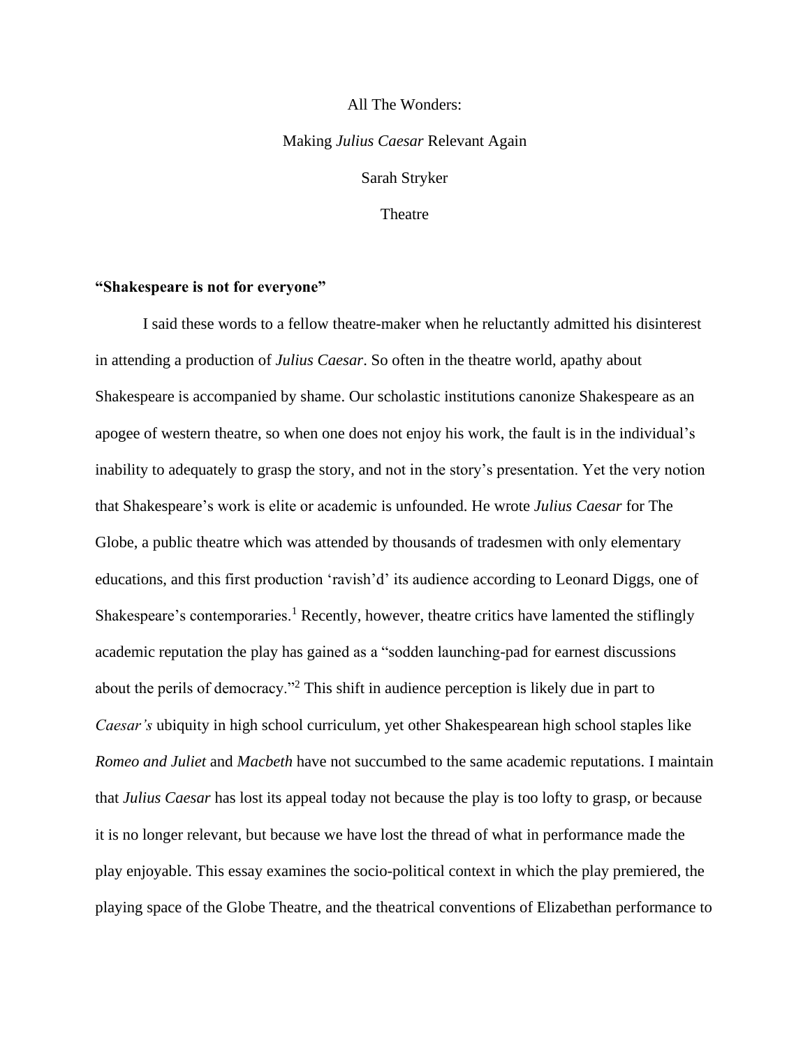# All The Wonders:

## Making *Julius Caesar* Relevant Again

Sarah Stryker

Theatre

**"Shakespeare is not for everyone"**

I said these words to a fellow theatre-maker when he reluctantly admitted his disinterest in attending a production of *Julius Caesar*. So often in the theatre world, apathy about Shakespeare is accompanied by shame. Our scholastic institutions canonize Shakespeare as an apogee of western theatre, so when one does not enjoy his work, the fault is in the individual's inability to adequately to grasp the story, and not in the story's presentation. Yet the very notion that Shakespeare's work is elite or academic is unfounded. He wrote *Julius Caesar* for The Globe, a public theatre which was attended by thousands of tradesmen with only elementary educations, and this first production 'ravish'd' its audience according to Leonard Diggs, one of Shakespeare's contemporaries.[1] Recently, however, theatre critics have lamented the stiflingly academic reputation the play has gained as a "sodden launching-pad for earnest discussions about the perils of democracy."[2] This shift in audience perception is likely due in part to *Caesar's* ubiquity in high school curriculum, yet other Shakespearean high school staples like *Romeo and Juliet* and *Macbeth* have not succumbed to the same academic reputations. I maintain that *Julius Caesar* has lost its appeal today not because the play is too lofty to grasp, or because it is no longer relevant, but because we have lost the thread of what in performance made the play enjoyable. This essay examines the socio-political context in which the play premiered, the playing space of the Globe Theatre, and the theatrical conventions of Elizabethan performance to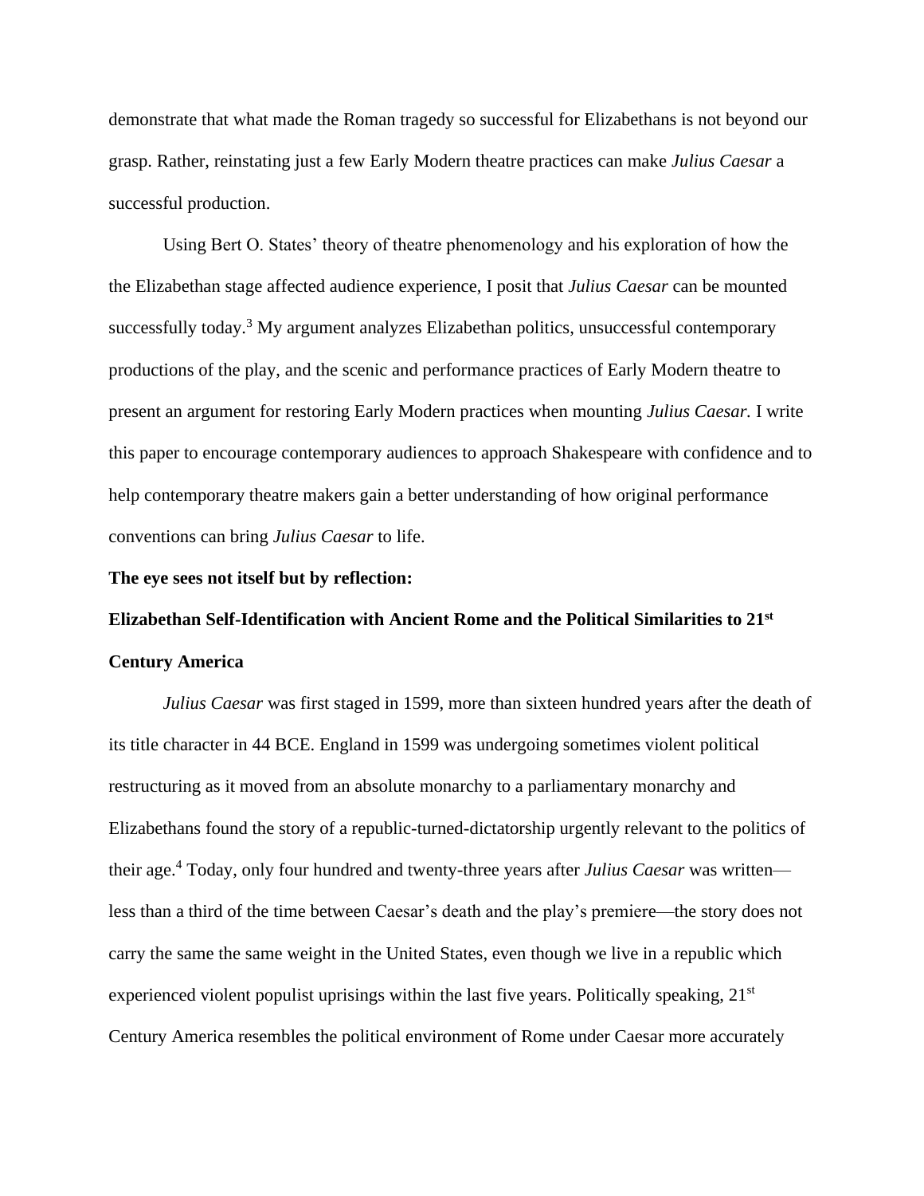demonstrate that what made the Roman tragedy so successful for Elizabethans is not beyond our grasp. Rather, reinstating just a few Early Modern theatre practices can make *Julius Caesar* a successful production.

Using Bert O. States' theory of theatre phenomenology and his exploration of how the the Elizabethan stage affected audience experience, I posit that *Julius Caesar* can be mounted successfully today.[3] My argument analyzes Elizabethan politics, unsuccessful contemporary productions of the play, and the scenic and performance practices of Early Modern theatre to present an argument for restoring Early Modern practices when mounting *Julius Caesar.* I write this paper to encourage contemporary audiences to approach Shakespeare with confidence and to help contemporary theatre makers gain a better understanding of how original performance conventions can bring *Julius Caesar* to life.

**The eye sees not itself but by reflection:**

**Elizabethan Self-Identification with Ancient Rome and the Political Similarities to 21st Century America**

*Julius Caesar* was first staged in 1599, more than sixteen hundred years after the death of its title character in 44 BCE. England in 1599 was undergoing sometimes violent political restructuring as it moved from an absolute monarchy to a parliamentary monarchy and Elizabethans found the story of a republic-turned-dictatorship urgently relevant to the politics of their age.[4] Today, only four hundred and twenty-three years after *Julius Caesar* was written—less than a third of the time between Caesar's death and the play's premiere—the story does not carry the same the same weight in the United States, even though we live in a republic which experienced violent populist uprisings within the last five years. Politically speaking, 21st Century America resembles the political environment of Rome under Caesar more accurately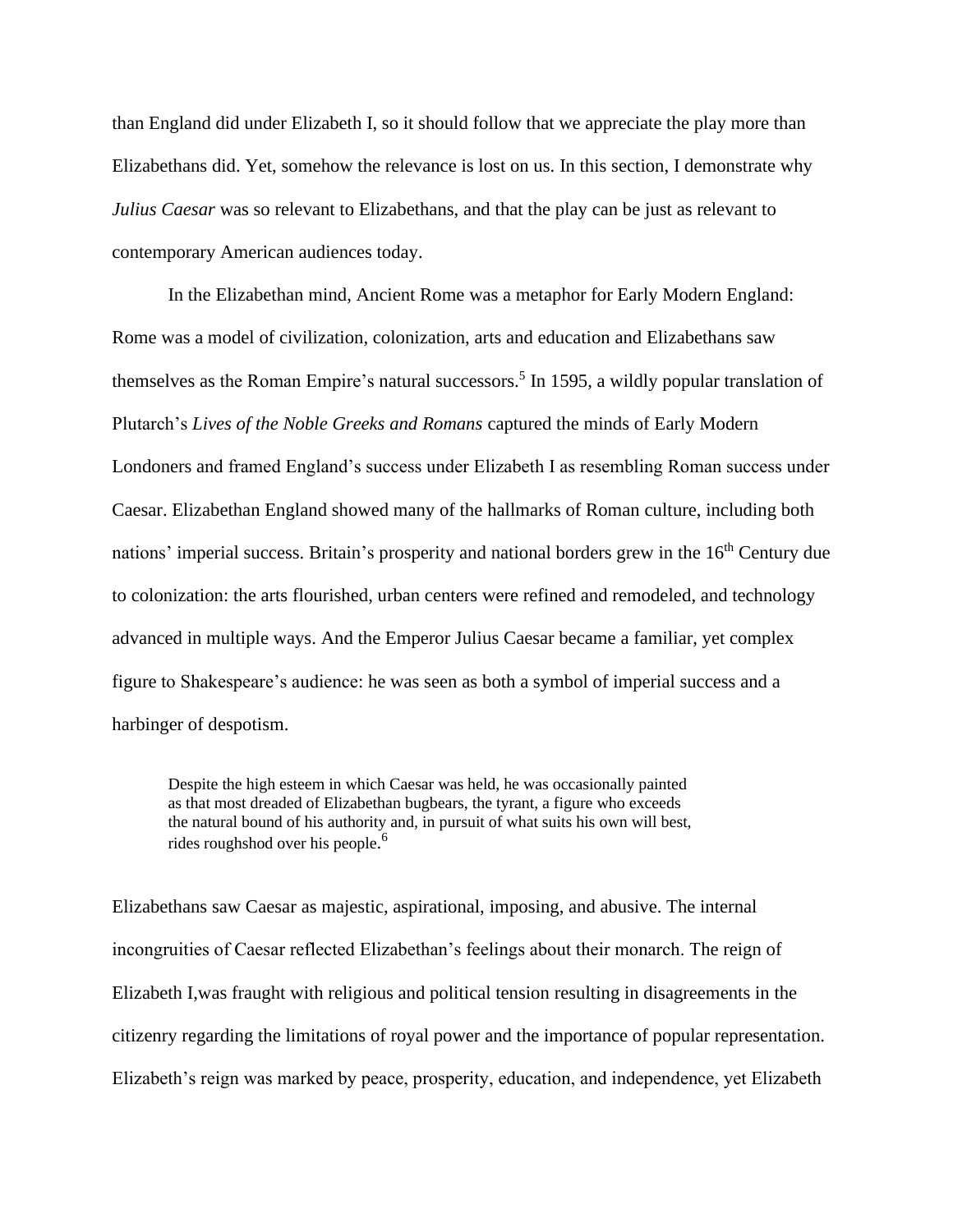than England did under Elizabeth I, so it should follow that we appreciate the play more than Elizabethans did. Yet, somehow the relevance is lost on us. In this section, I demonstrate why *Julius Caesar* was so relevant to Elizabethans, and that the play can be just as relevant to contemporary American audiences today.

In the Elizabethan mind, Ancient Rome was a metaphor for Early Modern England: Rome was a model of civilization, colonization, arts and education and Elizabethans saw themselves as the Roman Empire's natural successors.[5] In 1595, a wildly popular translation of Plutarch's *Lives of the Noble Greeks and Romans* captured the minds of Early Modern Londoners and framed England's success under Elizabeth I as resembling Roman success under Caesar. Elizabethan England showed many of the hallmarks of Roman culture, including both nations' imperial success. Britain's prosperity and national borders grew in the 16th Century due to colonization: the arts flourished, urban centers were refined and remodeled, and technology advanced in multiple ways. And the Emperor Julius Caesar became a familiar, yet complex figure to Shakespeare's audience: he was seen as both a symbol of imperial success and a harbinger of despotism.

> Despite the high esteem in which Caesar was held, he was occasionally painted as that most dreaded of Elizabethan bugbears, the tyrant, a figure who exceeds the natural bound of his authority and, in pursuit of what suits his own will best, rides roughshod over his people.[6]

Elizabethans saw Caesar as majestic, aspirational, imposing, and abusive. The internal incongruities of Caesar reflected Elizabethan's feelings about their monarch. The reign of Elizabeth I,was fraught with religious and political tension resulting in disagreements in the citizenry regarding the limitations of royal power and the importance of popular representation. Elizabeth's reign was marked by peace, prosperity, education, and independence, yet Elizabeth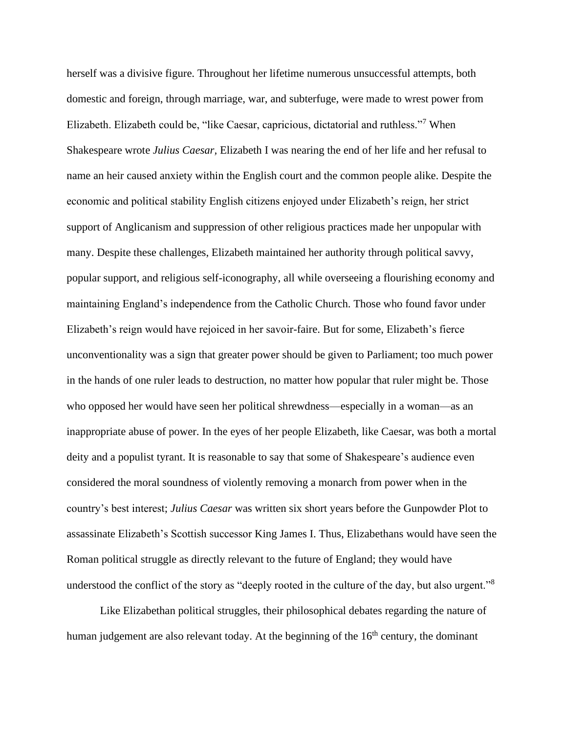herself was a divisive figure. Throughout her lifetime numerous unsuccessful attempts, both domestic and foreign, through marriage, war, and subterfuge, were made to wrest power from Elizabeth. Elizabeth could be, "like Caesar, capricious, dictatorial and ruthless."[7] When Shakespeare wrote *Julius Caesar,* Elizabeth I was nearing the end of her life and her refusal to name an heir caused anxiety within the English court and the common people alike. Despite the economic and political stability English citizens enjoyed under Elizabeth's reign, her strict support of Anglicanism and suppression of other religious practices made her unpopular with many. Despite these challenges, Elizabeth maintained her authority through political savvy, popular support, and religious self-iconography, all while overseeing a flourishing economy and maintaining England's independence from the Catholic Church. Those who found favor under Elizabeth's reign would have rejoiced in her savoir-faire. But for some, Elizabeth's fierce unconventionality was a sign that greater power should be given to Parliament; too much power in the hands of one ruler leads to destruction, no matter how popular that ruler might be. Those who opposed her would have seen her political shrewdness—especially in a woman—as an inappropriate abuse of power. In the eyes of her people Elizabeth, like Caesar, was both a mortal deity and a populist tyrant. It is reasonable to say that some of Shakespeare's audience even considered the moral soundness of violently removing a monarch from power when in the country's best interest; *Julius Caesar* was written six short years before the Gunpowder Plot to assassinate Elizabeth's Scottish successor King James I. Thus, Elizabethans would have seen the Roman political struggle as directly relevant to the future of England; they would have understood the conflict of the story as "deeply rooted in the culture of the day, but also urgent."[8]

Like Elizabethan political struggles, their philosophical debates regarding the nature of human judgement are also relevant today. At the beginning of the 16th century, the dominant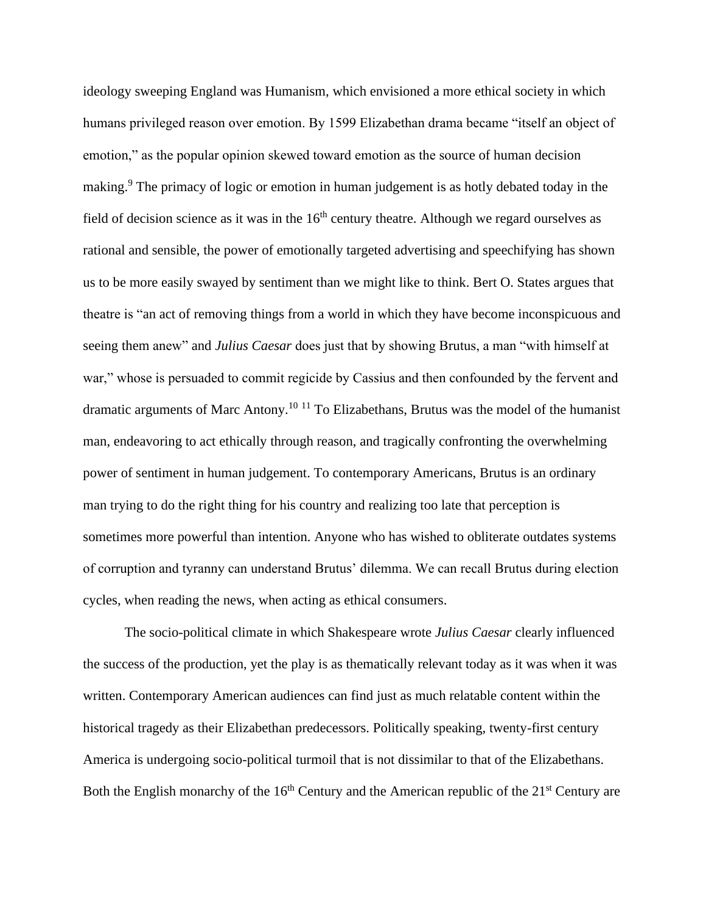ideology sweeping England was Humanism, which envisioned a more ethical society in which humans privileged reason over emotion. By 1599 Elizabethan drama became "itself an object of emotion," as the popular opinion skewed toward emotion as the source of human decision making.[9] The primacy of logic or emotion in human judgement is as hotly debated today in the field of decision science as it was in the 16th century theatre. Although we regard ourselves as rational and sensible, the power of emotionally targeted advertising and speechifying has shown us to be more easily swayed by sentiment than we might like to think. Bert O. States argues that theatre is "an act of removing things from a world in which they have become inconspicuous and seeing them anew" and *Julius Caesar* does just that by showing Brutus, a man "with himself at war," whose is persuaded to commit regicide by Cassius and then confounded by the fervent and dramatic arguments of Marc Antony.[10] [11] To Elizabethans, Brutus was the model of the humanist man, endeavoring to act ethically through reason, and tragically confronting the overwhelming power of sentiment in human judgement. To contemporary Americans, Brutus is an ordinary man trying to do the right thing for his country and realizing too late that perception is sometimes more powerful than intention. Anyone who has wished to obliterate outdates systems of corruption and tyranny can understand Brutus' dilemma. We can recall Brutus during election cycles, when reading the news, when acting as ethical consumers.

The socio-political climate in which Shakespeare wrote *Julius Caesar* clearly influenced the success of the production, yet the play is as thematically relevant today as it was when it was written. Contemporary American audiences can find just as much relatable content within the historical tragedy as their Elizabethan predecessors. Politically speaking, twenty-first century America is undergoing socio-political turmoil that is not dissimilar to that of the Elizabethans. Both the English monarchy of the 16th Century and the American republic of the 21st Century are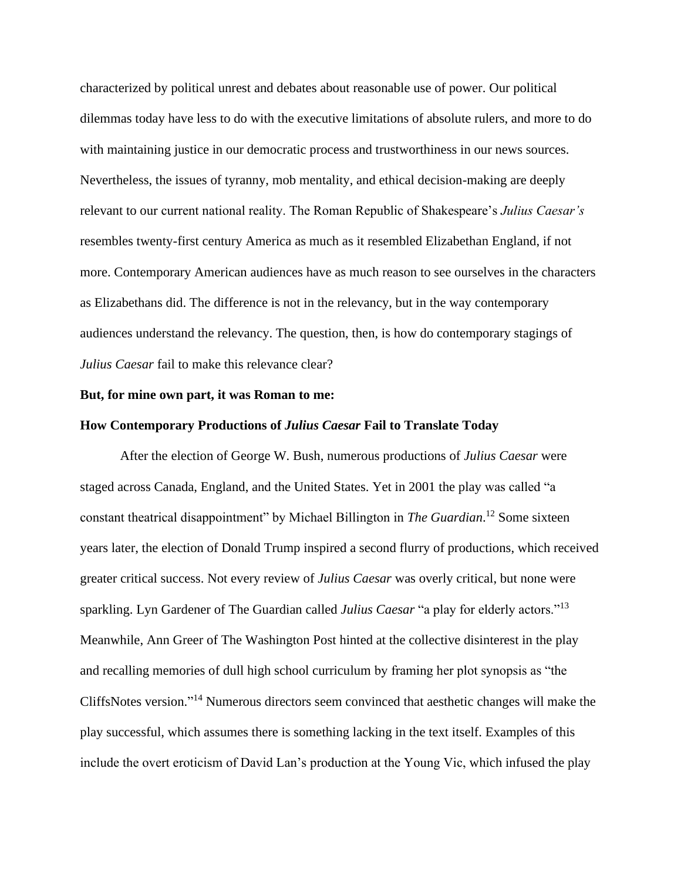characterized by political unrest and debates about reasonable use of power. Our political dilemmas today have less to do with the executive limitations of absolute rulers, and more to do with maintaining justice in our democratic process and trustworthiness in our news sources. Nevertheless, the issues of tyranny, mob mentality, and ethical decision-making are deeply relevant to our current national reality. The Roman Republic of Shakespeare's *Julius Caesar's* resembles twenty-first century America as much as it resembled Elizabethan England, if not more. Contemporary American audiences have as much reason to see ourselves in the characters as Elizabethans did. The difference is not in the relevancy, but in the way contemporary audiences understand the relevancy. The question, then, is how do contemporary stagings of *Julius Caesar* fail to make this relevance clear?

**But, for mine own part, it was Roman to me:**

**How Contemporary Productions of *Julius Caesar* Fail to Translate Today**

After the election of George W. Bush, numerous productions of *Julius Caesar* were staged across Canada, England, and the United States. Yet in 2001 the play was called "a constant theatrical disappointment" by Michael Billington in *The Guardian*.[12] Some sixteen years later, the election of Donald Trump inspired a second flurry of productions, which received greater critical success. Not every review of *Julius Caesar* was overly critical, but none were sparkling. Lyn Gardener of The Guardian called *Julius Caesar* "a play for elderly actors."[13] Meanwhile, Ann Greer of The Washington Post hinted at the collective disinterest in the play and recalling memories of dull high school curriculum by framing her plot synopsis as "the CliffsNotes version."[14] Numerous directors seem convinced that aesthetic changes will make the play successful, which assumes there is something lacking in the text itself. Examples of this include the overt eroticism of David Lan's production at the Young Vic, which infused the play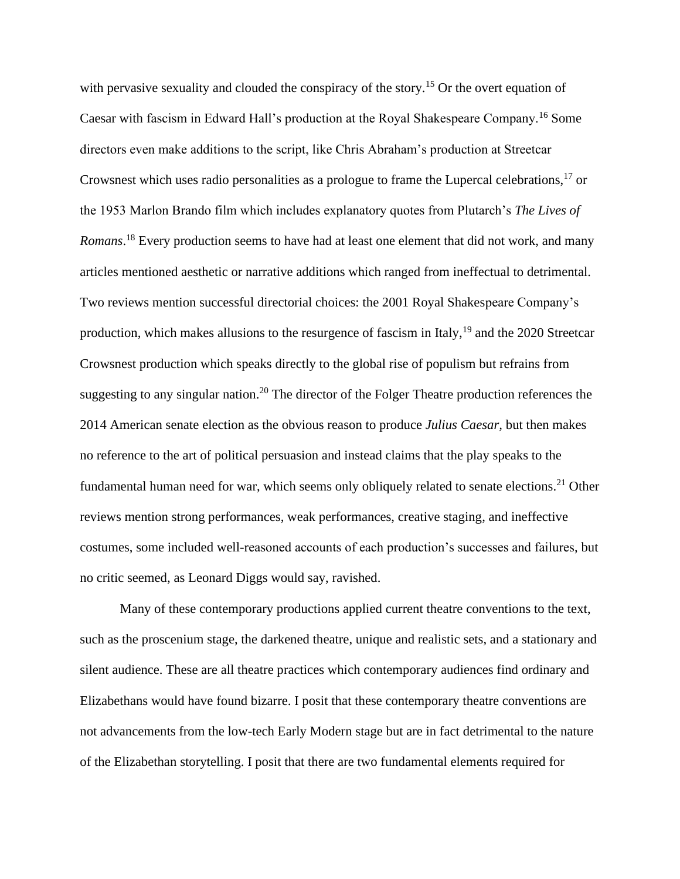with pervasive sexuality and clouded the conspiracy of the story.[15] Or the overt equation of Caesar with fascism in Edward Hall's production at the Royal Shakespeare Company.[16] Some directors even make additions to the script, like Chris Abraham's production at Streetcar Crowsnest which uses radio personalities as a prologue to frame the Lupercal celebrations,[17] or the 1953 Marlon Brando film which includes explanatory quotes from Plutarch's *The Lives of Romans*.[18] Every production seems to have had at least one element that did not work, and many articles mentioned aesthetic or narrative additions which ranged from ineffectual to detrimental. Two reviews mention successful directorial choices: the 2001 Royal Shakespeare Company's production, which makes allusions to the resurgence of fascism in Italy,[19] and the 2020 Streetcar Crowsnest production which speaks directly to the global rise of populism but refrains from suggesting to any singular nation.[20] The director of the Folger Theatre production references the 2014 American senate election as the obvious reason to produce *Julius Caesar*, but then makes no reference to the art of political persuasion and instead claims that the play speaks to the fundamental human need for war, which seems only obliquely related to senate elections.[21] Other reviews mention strong performances, weak performances, creative staging, and ineffective costumes, some included well-reasoned accounts of each production's successes and failures, but no critic seemed, as Leonard Diggs would say, ravished.

Many of these contemporary productions applied current theatre conventions to the text, such as the proscenium stage, the darkened theatre, unique and realistic sets, and a stationary and silent audience. These are all theatre practices which contemporary audiences find ordinary and Elizabethans would have found bizarre. I posit that these contemporary theatre conventions are not advancements from the low-tech Early Modern stage but are in fact detrimental to the nature of the Elizabethan storytelling. I posit that there are two fundamental elements required for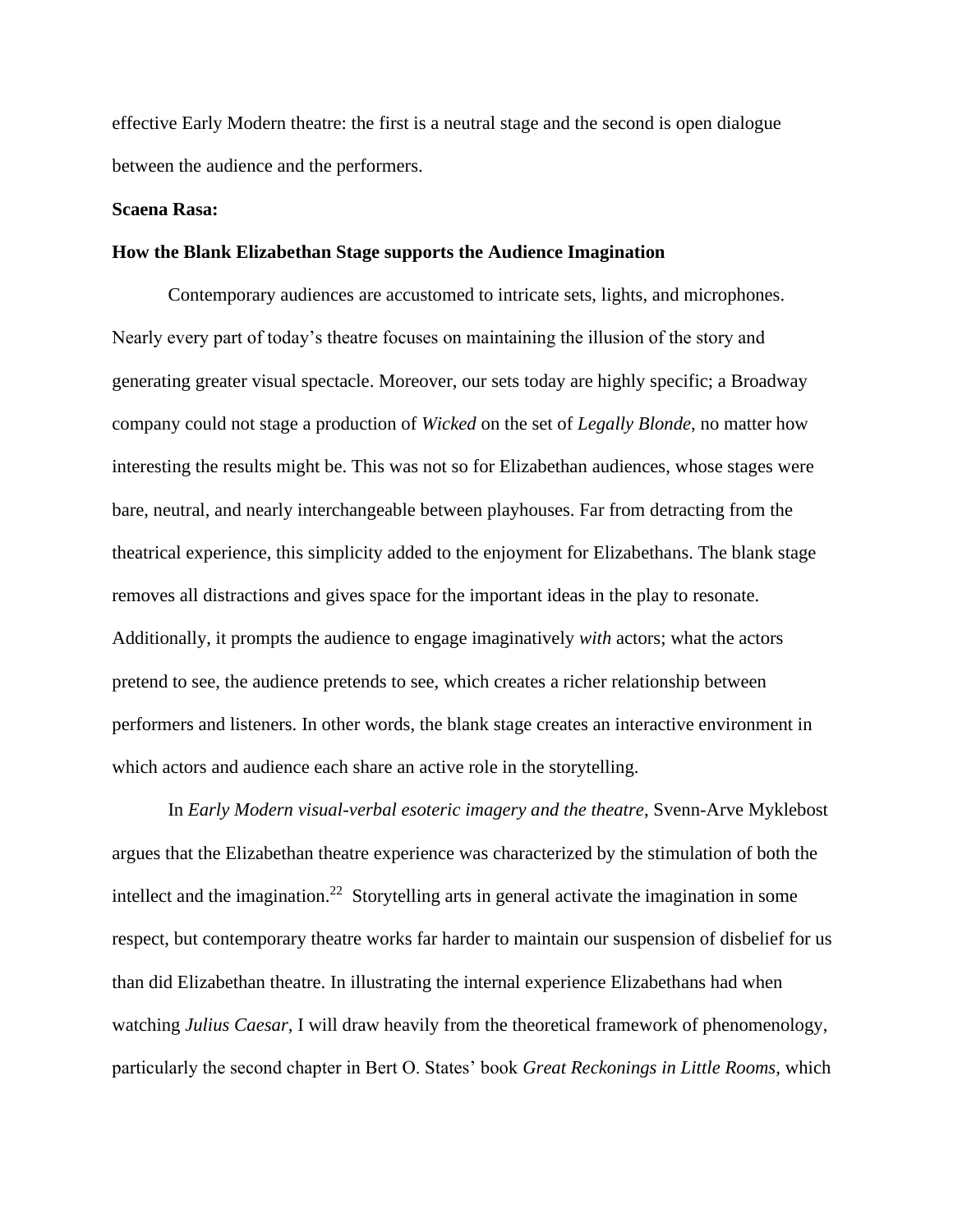effective Early Modern theatre: the first is a neutral stage and the second is open dialogue between the audience and the performers.

**Scaena Rasa:**

**How the Blank Elizabethan Stage supports the Audience Imagination**

Contemporary audiences are accustomed to intricate sets, lights, and microphones. Nearly every part of today's theatre focuses on maintaining the illusion of the story and generating greater visual spectacle. Moreover, our sets today are highly specific; a Broadway company could not stage a production of *Wicked* on the set of *Legally Blonde,* no matter how interesting the results might be. This was not so for Elizabethan audiences, whose stages were bare, neutral, and nearly interchangeable between playhouses. Far from detracting from the theatrical experience, this simplicity added to the enjoyment for Elizabethans. The blank stage removes all distractions and gives space for the important ideas in the play to resonate. Additionally, it prompts the audience to engage imaginatively *with* actors; what the actors pretend to see, the audience pretends to see, which creates a richer relationship between performers and listeners. In other words, the blank stage creates an interactive environment in which actors and audience each share an active role in the storytelling.

In *Early Modern visual-verbal esoteric imagery and the theatre*, Svenn-Arve Myklebost argues that the Elizabethan theatre experience was characterized by the stimulation of both the intellect and the imagination.[22] Storytelling arts in general activate the imagination in some respect, but contemporary theatre works far harder to maintain our suspension of disbelief for us than did Elizabethan theatre. In illustrating the internal experience Elizabethans had when watching *Julius Caesar,* I will draw heavily from the theoretical framework of phenomenology, particularly the second chapter in Bert O. States' book *Great Reckonings in Little Rooms,* which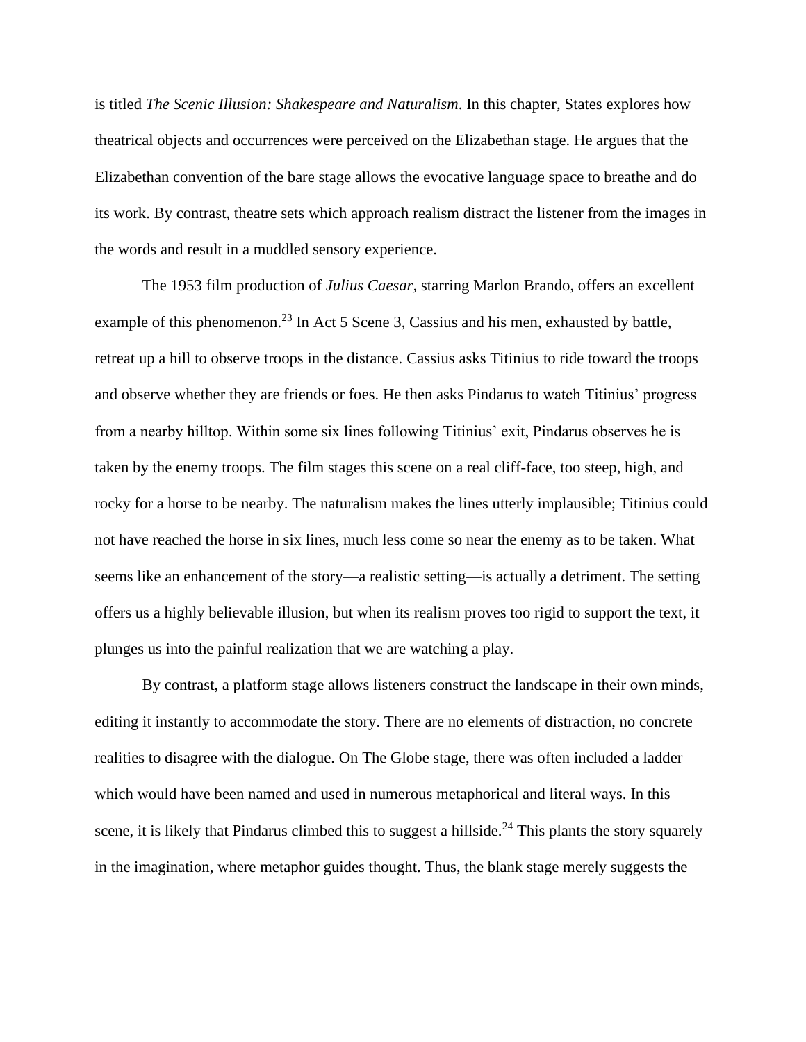is titled *The Scenic Illusion: Shakespeare and Naturalism*. In this chapter, States explores how theatrical objects and occurrences were perceived on the Elizabethan stage. He argues that the Elizabethan convention of the bare stage allows the evocative language space to breathe and do its work. By contrast, theatre sets which approach realism distract the listener from the images in the words and result in a muddled sensory experience.

The 1953 film production of *Julius Caesar*, starring Marlon Brando, offers an excellent example of this phenomenon.[23] In Act 5 Scene 3, Cassius and his men, exhausted by battle, retreat up a hill to observe troops in the distance. Cassius asks Titinius to ride toward the troops and observe whether they are friends or foes. He then asks Pindarus to watch Titinius' progress from a nearby hilltop. Within some six lines following Titinius' exit, Pindarus observes he is taken by the enemy troops. The film stages this scene on a real cliff-face, too steep, high, and rocky for a horse to be nearby. The naturalism makes the lines utterly implausible; Titinius could not have reached the horse in six lines, much less come so near the enemy as to be taken. What seems like an enhancement of the story—a realistic setting—is actually a detriment. The setting offers us a highly believable illusion, but when its realism proves too rigid to support the text, it plunges us into the painful realization that we are watching a play.

By contrast, a platform stage allows listeners construct the landscape in their own minds, editing it instantly to accommodate the story. There are no elements of distraction, no concrete realities to disagree with the dialogue. On The Globe stage, there was often included a ladder which would have been named and used in numerous metaphorical and literal ways. In this scene, it is likely that Pindarus climbed this to suggest a hillside.[24] This plants the story squarely in the imagination, where metaphor guides thought. Thus, the blank stage merely suggests the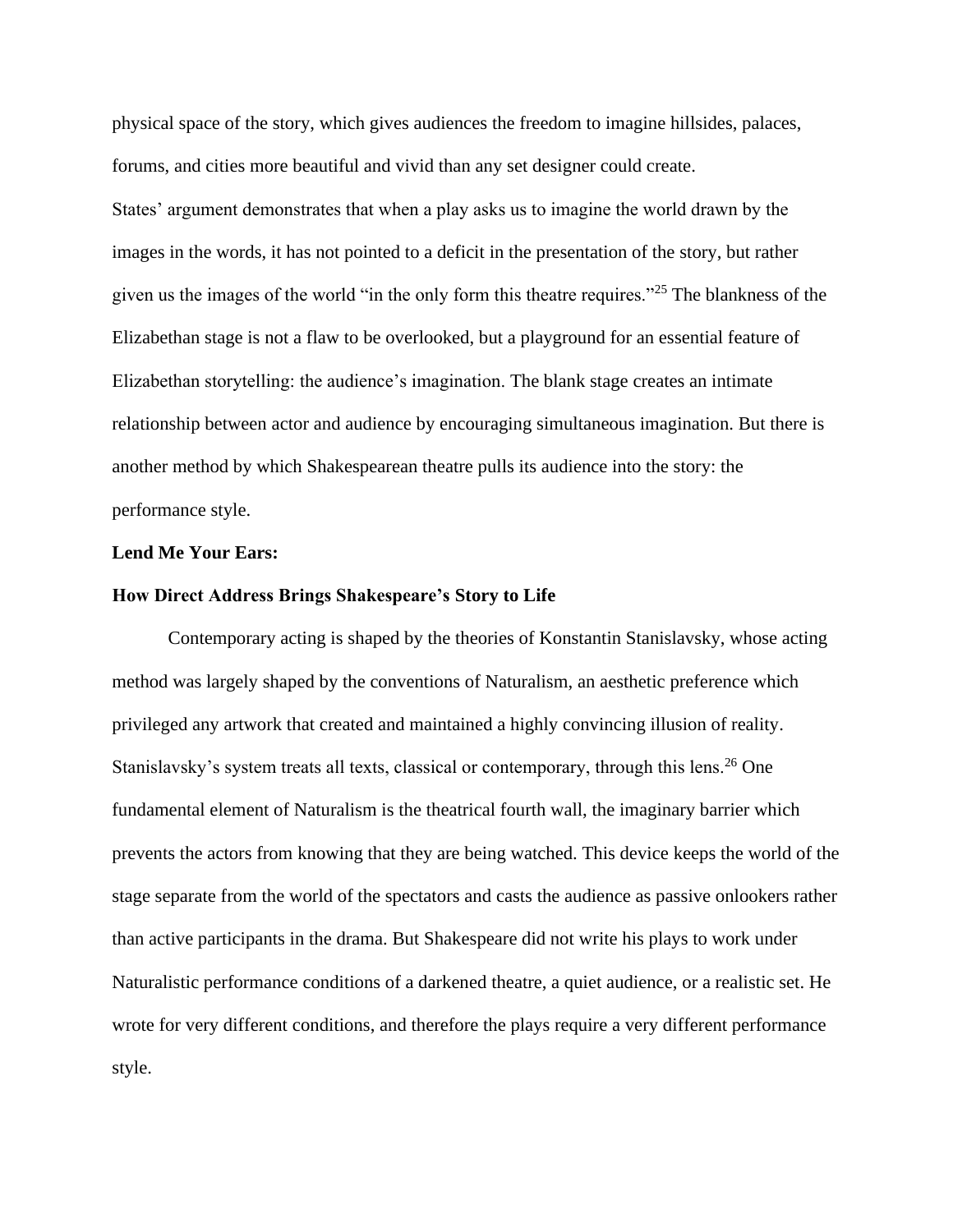physical space of the story, which gives audiences the freedom to imagine hillsides, palaces, forums, and cities more beautiful and vivid than any set designer could create.

States' argument demonstrates that when a play asks us to imagine the world drawn by the images in the words, it has not pointed to a deficit in the presentation of the story, but rather given us the images of the world "in the only form this theatre requires."[25] The blankness of the Elizabethan stage is not a flaw to be overlooked, but a playground for an essential feature of Elizabethan storytelling: the audience's imagination. The blank stage creates an intimate relationship between actor and audience by encouraging simultaneous imagination. But there is another method by which Shakespearean theatre pulls its audience into the story: the performance style.

**Lend Me Your Ears:**

**How Direct Address Brings Shakespeare's Story to Life**

Contemporary acting is shaped by the theories of Konstantin Stanislavsky, whose acting method was largely shaped by the conventions of Naturalism, an aesthetic preference which privileged any artwork that created and maintained a highly convincing illusion of reality. Stanislavsky's system treats all texts, classical or contemporary, through this lens.[26] One fundamental element of Naturalism is the theatrical fourth wall, the imaginary barrier which prevents the actors from knowing that they are being watched. This device keeps the world of the stage separate from the world of the spectators and casts the audience as passive onlookers rather than active participants in the drama. But Shakespeare did not write his plays to work under Naturalistic performance conditions of a darkened theatre, a quiet audience, or a realistic set. He wrote for very different conditions, and therefore the plays require a very different performance style.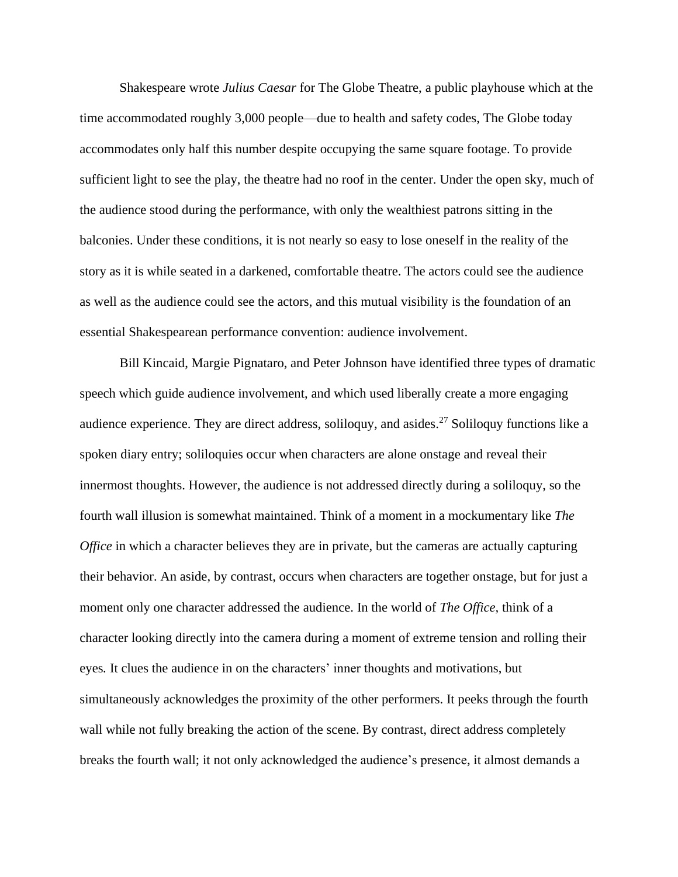Shakespeare wrote *Julius Caesar* for The Globe Theatre, a public playhouse which at the time accommodated roughly 3,000 people—due to health and safety codes, The Globe today accommodates only half this number despite occupying the same square footage. To provide sufficient light to see the play, the theatre had no roof in the center. Under the open sky, much of the audience stood during the performance, with only the wealthiest patrons sitting in the balconies. Under these conditions, it is not nearly so easy to lose oneself in the reality of the story as it is while seated in a darkened, comfortable theatre. The actors could see the audience as well as the audience could see the actors, and this mutual visibility is the foundation of an essential Shakespearean performance convention: audience involvement.

Bill Kincaid, Margie Pignataro, and Peter Johnson have identified three types of dramatic speech which guide audience involvement, and which used liberally create a more engaging audience experience. They are direct address, soliloquy, and asides.[27] Soliloquy functions like a spoken diary entry; soliloquies occur when characters are alone onstage and reveal their innermost thoughts. However, the audience is not addressed directly during a soliloquy, so the fourth wall illusion is somewhat maintained. Think of a moment in a mockumentary like *The Office* in which a character believes they are in private, but the cameras are actually capturing their behavior. An aside, by contrast, occurs when characters are together onstage, but for just a moment only one character addressed the audience. In the world of *The Office*, think of a character looking directly into the camera during a moment of extreme tension and rolling their eyes. It clues the audience in on the characters' inner thoughts and motivations, but simultaneously acknowledges the proximity of the other performers. It peeks through the fourth wall while not fully breaking the action of the scene. By contrast, direct address completely breaks the fourth wall; it not only acknowledged the audience's presence, it almost demands a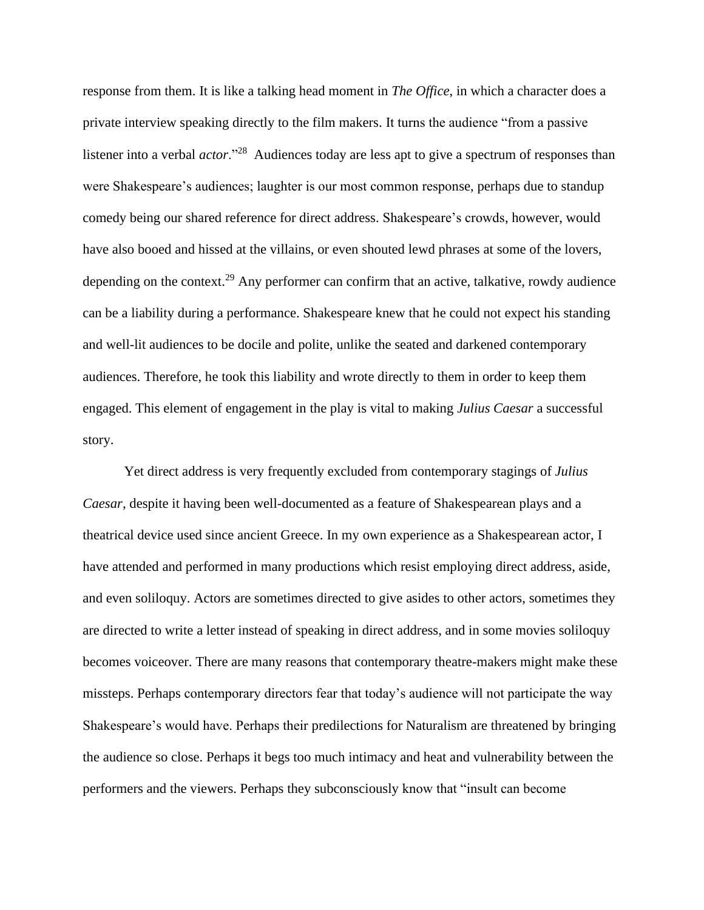response from them. It is like a talking head moment in *The Office*, in which a character does a private interview speaking directly to the film makers. It turns the audience "from a passive listener into a verbal *actor*."[28] Audiences today are less apt to give a spectrum of responses than were Shakespeare's audiences; laughter is our most common response, perhaps due to standup comedy being our shared reference for direct address. Shakespeare's crowds, however, would have also booed and hissed at the villains, or even shouted lewd phrases at some of the lovers, depending on the context.[29] Any performer can confirm that an active, talkative, rowdy audience can be a liability during a performance. Shakespeare knew that he could not expect his standing and well-lit audiences to be docile and polite, unlike the seated and darkened contemporary audiences. Therefore, he took this liability and wrote directly to them in order to keep them engaged. This element of engagement in the play is vital to making *Julius Caesar* a successful story.

Yet direct address is very frequently excluded from contemporary stagings of *Julius Caesar*, despite it having been well-documented as a feature of Shakespearean plays and a theatrical device used since ancient Greece. In my own experience as a Shakespearean actor, I have attended and performed in many productions which resist employing direct address, aside, and even soliloquy. Actors are sometimes directed to give asides to other actors, sometimes they are directed to write a letter instead of speaking in direct address, and in some movies soliloquy becomes voiceover. There are many reasons that contemporary theatre-makers might make these missteps. Perhaps contemporary directors fear that today's audience will not participate the way Shakespeare's would have. Perhaps their predilections for Naturalism are threatened by bringing the audience so close. Perhaps it begs too much intimacy and heat and vulnerability between the performers and the viewers. Perhaps they subconsciously know that "insult can become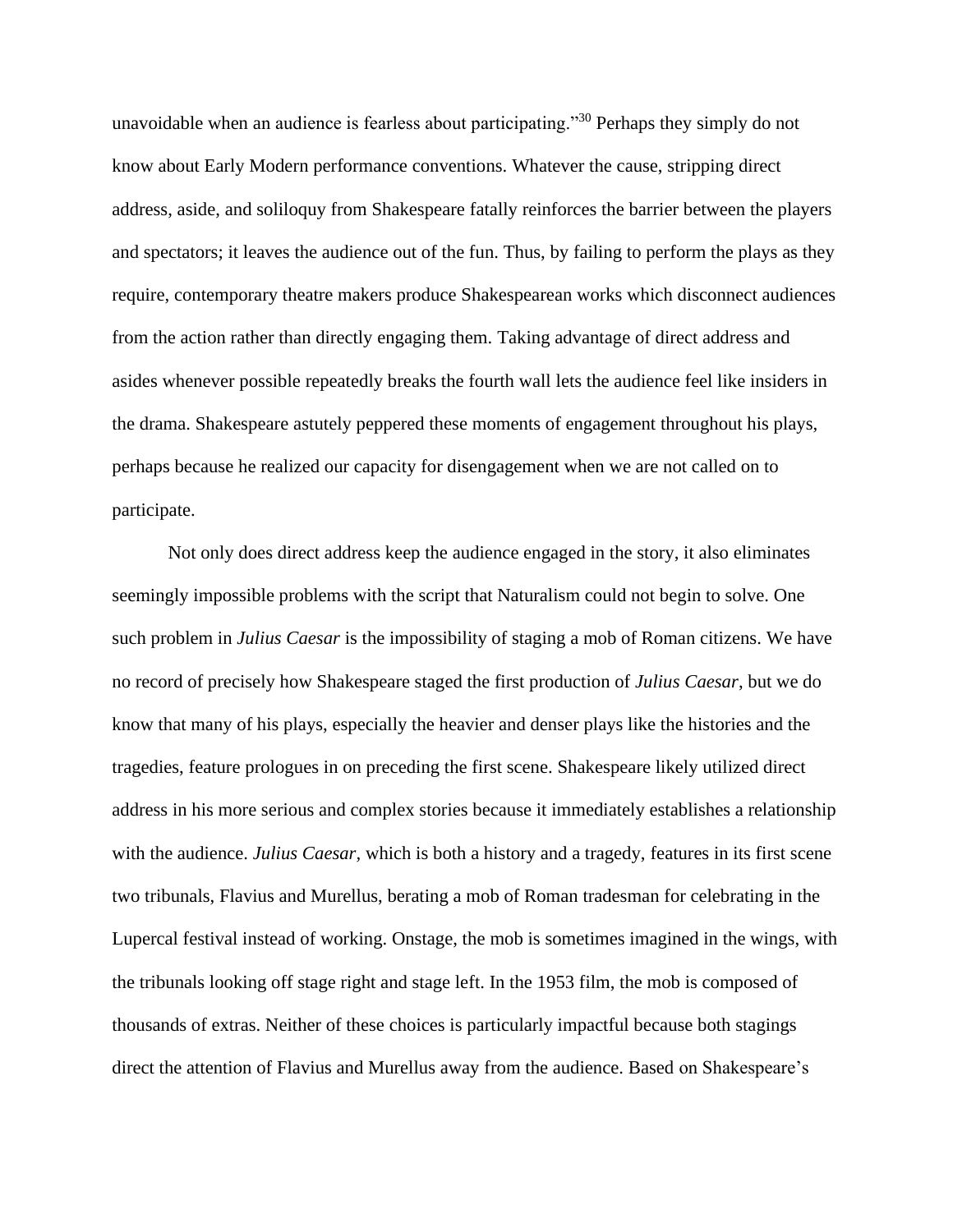unavoidable when an audience is fearless about participating."[30] Perhaps they simply do not know about Early Modern performance conventions. Whatever the cause, stripping direct address, aside, and soliloquy from Shakespeare fatally reinforces the barrier between the players and spectators; it leaves the audience out of the fun. Thus, by failing to perform the plays as they require, contemporary theatre makers produce Shakespearean works which disconnect audiences from the action rather than directly engaging them. Taking advantage of direct address and asides whenever possible repeatedly breaks the fourth wall lets the audience feel like insiders in the drama. Shakespeare astutely peppered these moments of engagement throughout his plays, perhaps because he realized our capacity for disengagement when we are not called on to participate.

Not only does direct address keep the audience engaged in the story, it also eliminates seemingly impossible problems with the script that Naturalism could not begin to solve. One such problem in *Julius Caesar* is the impossibility of staging a mob of Roman citizens. We have no record of precisely how Shakespeare staged the first production of *Julius Caesar*, but we do know that many of his plays, especially the heavier and denser plays like the histories and the tragedies, feature prologues in on preceding the first scene. Shakespeare likely utilized direct address in his more serious and complex stories because it immediately establishes a relationship with the audience. *Julius Caesar*, which is both a history and a tragedy, features in its first scene two tribunals, Flavius and Murellus, berating a mob of Roman tradesman for celebrating in the Lupercal festival instead of working. Onstage, the mob is sometimes imagined in the wings, with the tribunals looking off stage right and stage left. In the 1953 film, the mob is composed of thousands of extras. Neither of these choices is particularly impactful because both stagings direct the attention of Flavius and Murellus away from the audience. Based on Shakespeare's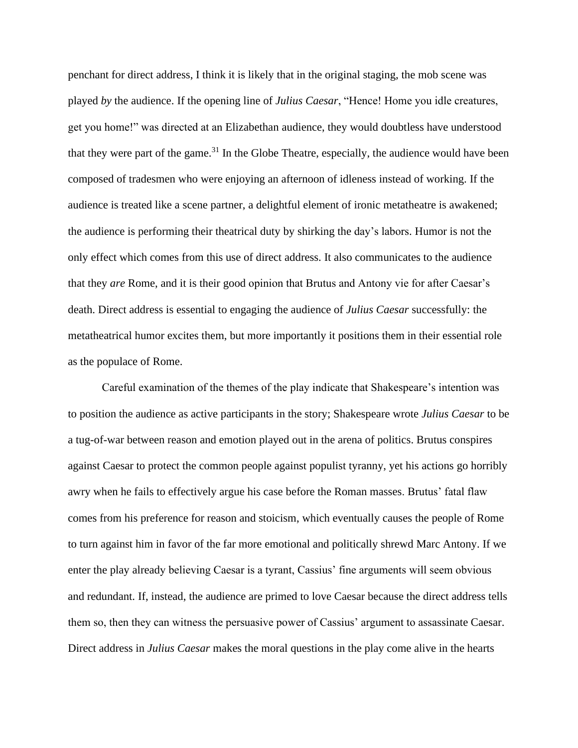penchant for direct address, I think it is likely that in the original staging, the mob scene was played *by* the audience. If the opening line of *Julius Caesar*, "Hence! Home you idle creatures, get you home!" was directed at an Elizabethan audience, they would doubtless have understood that they were part of the game.[31] In the Globe Theatre, especially, the audience would have been composed of tradesmen who were enjoying an afternoon of idleness instead of working. If the audience is treated like a scene partner, a delightful element of ironic metatheatre is awakened; the audience is performing their theatrical duty by shirking the day's labors. Humor is not the only effect which comes from this use of direct address. It also communicates to the audience that they *are* Rome, and it is their good opinion that Brutus and Antony vie for after Caesar's death. Direct address is essential to engaging the audience of *Julius Caesar* successfully: the metatheatrical humor excites them, but more importantly it positions them in their essential role as the populace of Rome.

Careful examination of the themes of the play indicate that Shakespeare's intention was to position the audience as active participants in the story; Shakespeare wrote *Julius Caesar* to be a tug-of-war between reason and emotion played out in the arena of politics. Brutus conspires against Caesar to protect the common people against populist tyranny, yet his actions go horribly awry when he fails to effectively argue his case before the Roman masses. Brutus' fatal flaw comes from his preference for reason and stoicism, which eventually causes the people of Rome to turn against him in favor of the far more emotional and politically shrewd Marc Antony. If we enter the play already believing Caesar is a tyrant, Cassius' fine arguments will seem obvious and redundant. If, instead, the audience are primed to love Caesar because the direct address tells them so, then they can witness the persuasive power of Cassius' argument to assassinate Caesar. Direct address in *Julius Caesar* makes the moral questions in the play come alive in the hearts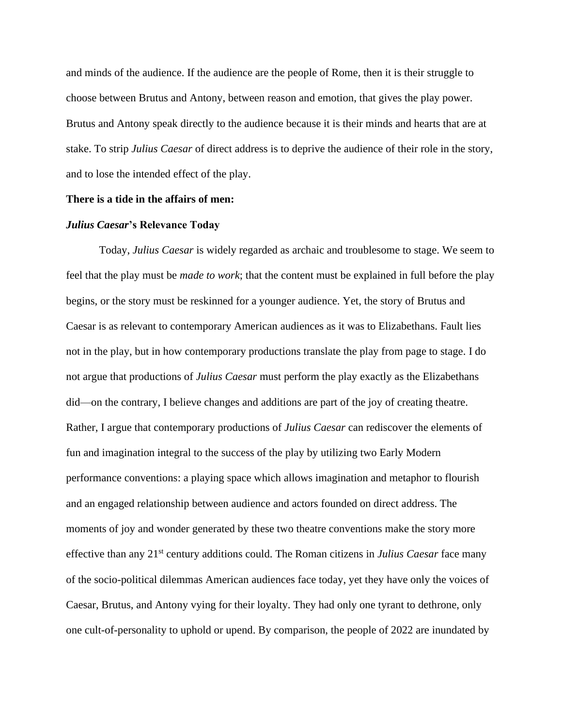and minds of the audience. If the audience are the people of Rome, then it is their struggle to choose between Brutus and Antony, between reason and emotion, that gives the play power. Brutus and Antony speak directly to the audience because it is their minds and hearts that are at stake. To strip *Julius Caesar* of direct address is to deprive the audience of their role in the story, and to lose the intended effect of the play.

**There is a tide in the affairs of men:**

***Julius Caesar*'s Relevance Today**

Today, *Julius Caesar* is widely regarded as archaic and troublesome to stage. We seem to feel that the play must be *made to work*; that the content must be explained in full before the play begins, or the story must be reskinned for a younger audience. Yet, the story of Brutus and Caesar is as relevant to contemporary American audiences as it was to Elizabethans. Fault lies not in the play, but in how contemporary productions translate the play from page to stage. I do not argue that productions of *Julius Caesar* must perform the play exactly as the Elizabethans did—on the contrary, I believe changes and additions are part of the joy of creating theatre. Rather, I argue that contemporary productions of *Julius Caesar* can rediscover the elements of fun and imagination integral to the success of the play by utilizing two Early Modern performance conventions: a playing space which allows imagination and metaphor to flourish and an engaged relationship between audience and actors founded on direct address. The moments of joy and wonder generated by these two theatre conventions make the story more effective than any 21st century additions could. The Roman citizens in *Julius Caesar* face many of the socio-political dilemmas American audiences face today, yet they have only the voices of Caesar, Brutus, and Antony vying for their loyalty. They had only one tyrant to dethrone, only one cult-of-personality to uphold or upend. By comparison, the people of 2022 are inundated by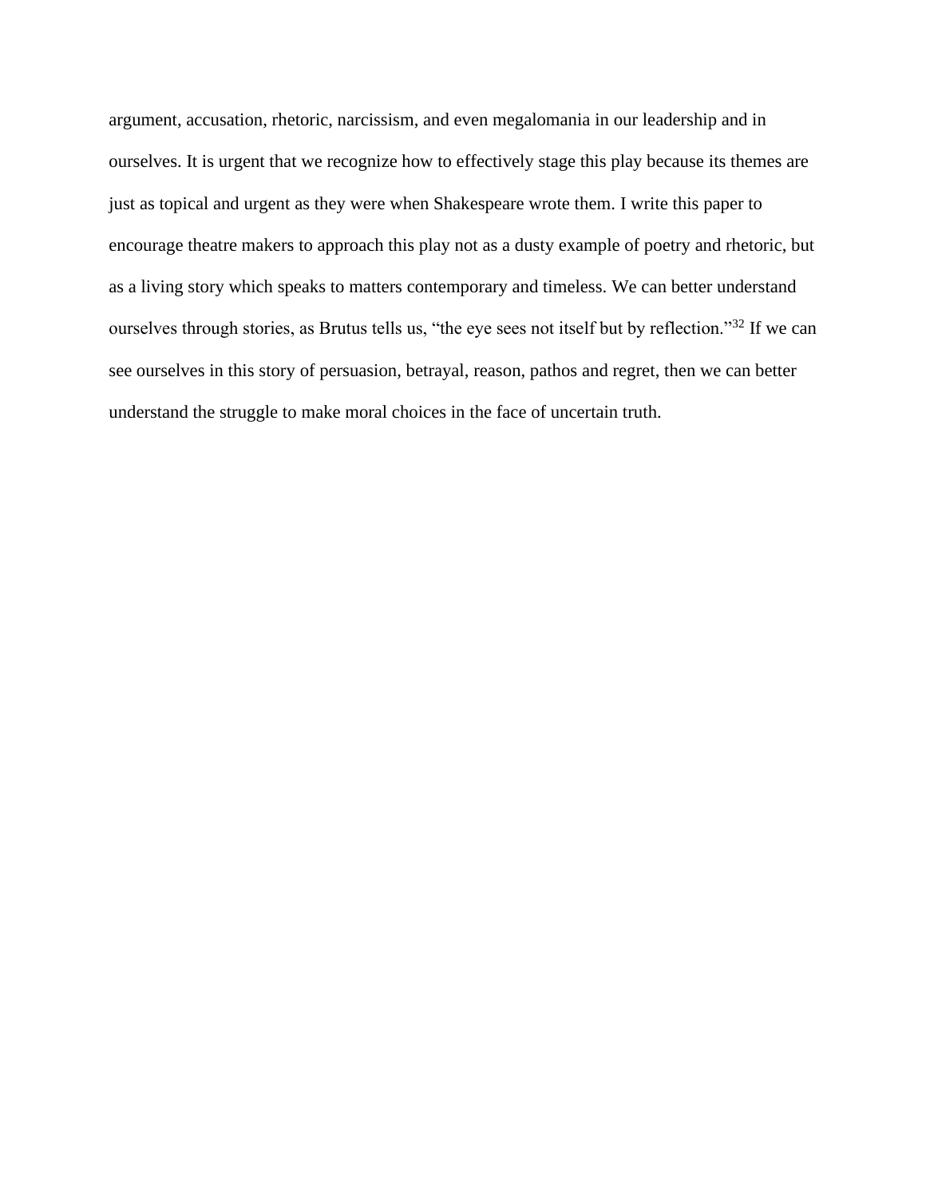argument, accusation, rhetoric, narcissism, and even megalomania in our leadership and in ourselves. It is urgent that we recognize how to effectively stage this play because its themes are just as topical and urgent as they were when Shakespeare wrote them. I write this paper to encourage theatre makers to approach this play not as a dusty example of poetry and rhetoric, but as a living story which speaks to matters contemporary and timeless. We can better understand ourselves through stories, as Brutus tells us, "the eye sees not itself but by reflection."[32] If we can see ourselves in this story of persuasion, betrayal, reason, pathos and regret, then we can better understand the struggle to make moral choices in the face of uncertain truth.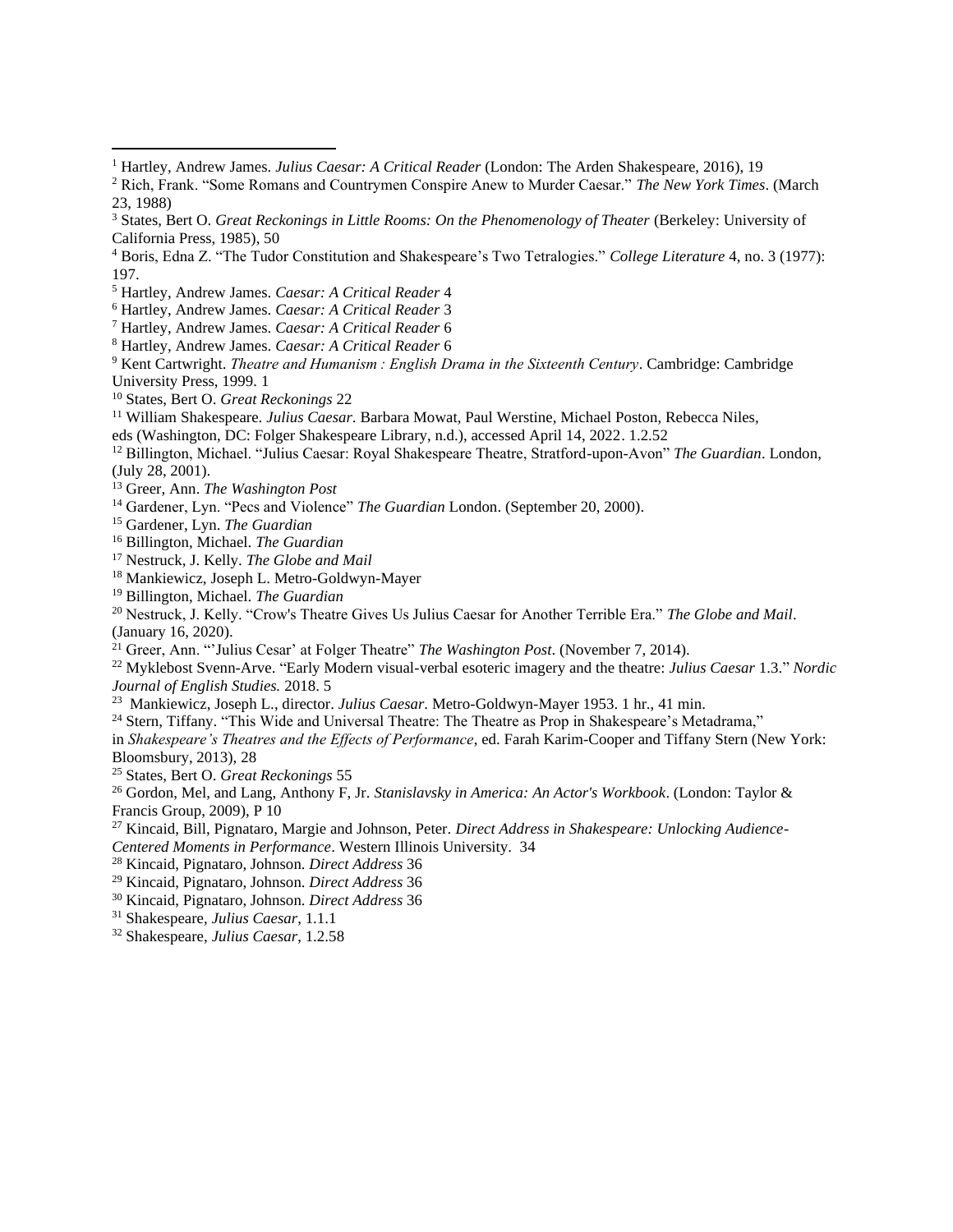[1] Hartley, Andrew James. *Julius Caesar: A Critical Reader* (London: The Arden Shakespeare, 2016), 19

[2] Rich, Frank. "Some Romans and Countrymen Conspire Anew to Murder Caesar." *The New York Times*. (March 23, 1988)

[3] States, Bert O. *Great Reckonings in Little Rooms: On the Phenomenology of Theater* (Berkeley: University of California Press, 1985), 50

[4] Boris, Edna Z. "The Tudor Constitution and Shakespeare's Two Tetralogies." *College Literature* 4, no. 3 (1977): 197.

[5] Hartley, Andrew James. *Caesar: A Critical Reader* 4

[6] Hartley, Andrew James. *Caesar: A Critical Reader* 3

[7] Hartley, Andrew James. *Caesar: A Critical Reader* 6

[8] Hartley, Andrew James. *Caesar: A Critical Reader* 6

[9] Kent Cartwright. *Theatre and Humanism : English Drama in the Sixteenth Century*. Cambridge: Cambridge University Press, 1999. 1

[10] States, Bert O. *Great Reckonings* 22

[11] William Shakespeare. *Julius Caesar*. Barbara Mowat, Paul Werstine, Michael Poston, Rebecca Niles, eds (Washington, DC: Folger Shakespeare Library, n.d.), accessed April 14, 2022. 1.2.52

[12] Billington, Michael. "Julius Caesar: Royal Shakespeare Theatre, Stratford-upon-Avon" *The Guardian*. London, (July 28, 2001).

[13] Greer, Ann. *The Washington Post*

[14] Gardener, Lyn. "Pecs and Violence" *The Guardian* London. (September 20, 2000).

[15] Gardener, Lyn. *The Guardian*

[16] Billington, Michael. *The Guardian*

[17] Nestruck, J. Kelly. *The Globe and Mail*

[18] Mankiewicz, Joseph L. Metro-Goldwyn-Mayer

[19] Billington, Michael. *The Guardian*

[20] Nestruck, J. Kelly. "Crow's Theatre Gives Us Julius Caesar for Another Terrible Era." *The Globe and Mail*. (January 16, 2020).

[21] Greer, Ann. "'Julius Cesar' at Folger Theatre" *The Washington Post*. (November 7, 2014).

[22] Myklebost Svenn-Arve. "Early Modern visual-verbal esoteric imagery and the theatre: *Julius Caesar* 1.3." *Nordic Journal of English Studies.* 2018. 5

[23] Mankiewicz, Joseph L., director. *Julius Caesar*. Metro-Goldwyn-Mayer 1953. 1 hr., 41 min.

[24] Stern, Tiffany. "This Wide and Universal Theatre: The Theatre as Prop in Shakespeare's Metadrama," in *Shakespeare's Theatres and the Effects of Performance*, ed. Farah Karim-Cooper and Tiffany Stern (New York: Bloomsbury, 2013), 28

[25] States, Bert O. *Great Reckonings* 55

[26] Gordon, Mel, and Lang, Anthony F, Jr. *Stanislavsky in America: An Actor's Workbook*. (London: Taylor & Francis Group, 2009), P 10

[27] Kincaid, Bill, Pignataro, Margie and Johnson, Peter. *Direct Address in Shakespeare: Unlocking Audience-Centered Moments in Performance*. Western Illinois University. 34

[28] Kincaid, Pignataro, Johnson. *Direct Address* 36

[29] Kincaid, Pignataro, Johnson. *Direct Address* 36

[30] Kincaid, Pignataro, Johnson. *Direct Address* 36

[31] Shakespeare, *Julius Caesar*, 1.1.1

[32] Shakespeare, *Julius Caesar*, 1.2.58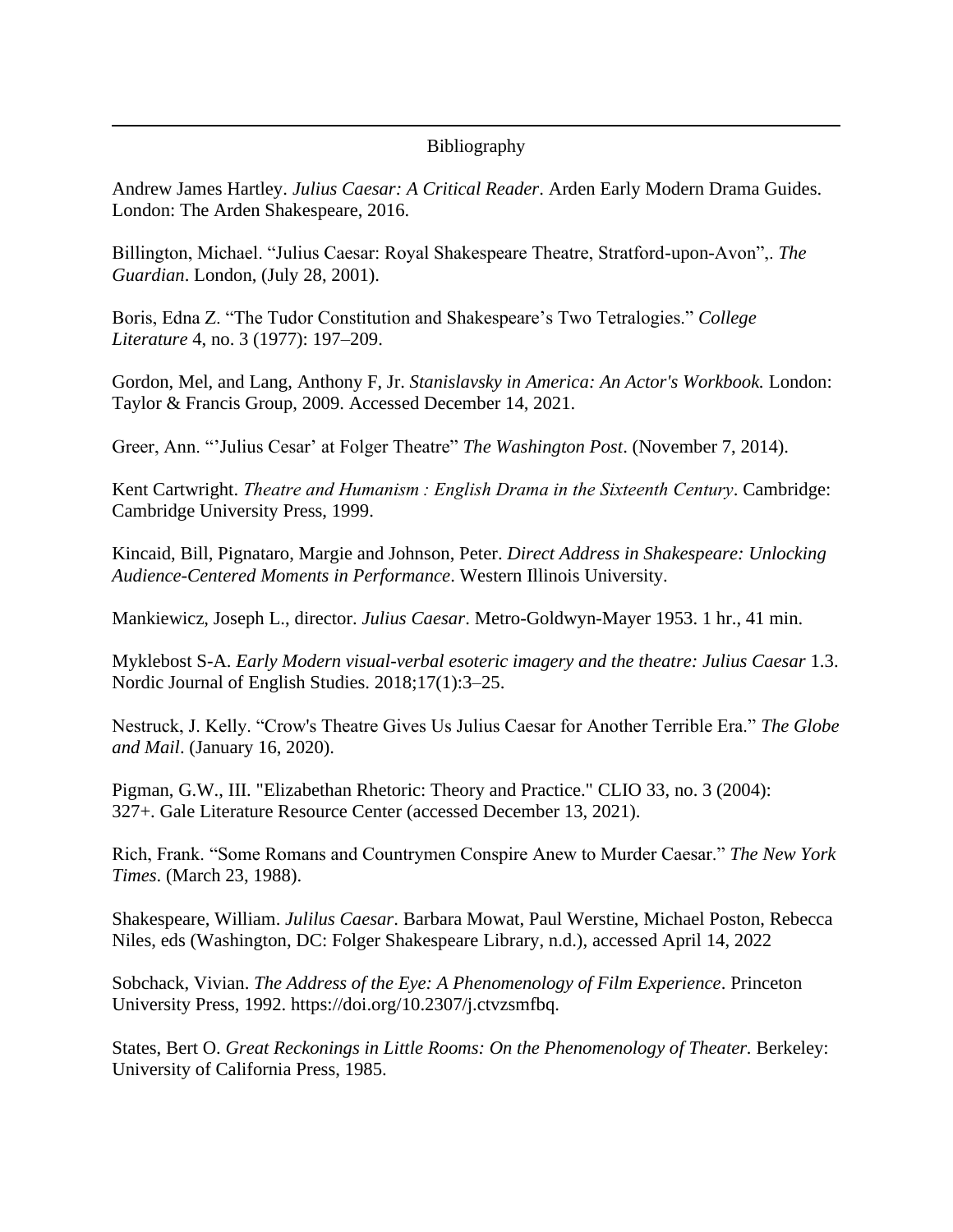## Bibliography

Andrew James Hartley. *Julius Caesar: A Critical Reader*. Arden Early Modern Drama Guides. London: The Arden Shakespeare, 2016.

Billington, Michael. "Julius Caesar: Royal Shakespeare Theatre, Stratford-upon-Avon",. *The Guardian*. London, (July 28, 2001).

Boris, Edna Z. "The Tudor Constitution and Shakespeare's Two Tetralogies." *College Literature* 4, no. 3 (1977): 197–209.

Gordon, Mel, and Lang, Anthony F, Jr. *Stanislavsky in America: An Actor's Workbook.* London: Taylor & Francis Group, 2009. Accessed December 14, 2021.

Greer, Ann. "'Julius Cesar' at Folger Theatre" *The Washington Post*. (November 7, 2014).

Kent Cartwright. *Theatre and Humanism : English Drama in the Sixteenth Century*. Cambridge: Cambridge University Press, 1999.

Kincaid, Bill, Pignataro, Margie and Johnson, Peter. *Direct Address in Shakespeare: Unlocking Audience-Centered Moments in Performance*. Western Illinois University.

Mankiewicz, Joseph L., director. *Julius Caesar*. Metro-Goldwyn-Mayer 1953. 1 hr., 41 min.

Myklebost S-A. *Early Modern visual-verbal esoteric imagery and the theatre: Julius Caesar* 1.3. Nordic Journal of English Studies. 2018;17(1):3–25.

Nestruck, J. Kelly. "Crow's Theatre Gives Us Julius Caesar for Another Terrible Era." *The Globe and Mail*. (January 16, 2020).

Pigman, G.W., III. "Elizabethan Rhetoric: Theory and Practice." CLIO 33, no. 3 (2004): 327+. Gale Literature Resource Center (accessed December 13, 2021).

Rich, Frank. "Some Romans and Countrymen Conspire Anew to Murder Caesar." *The New York Times*. (March 23, 1988).

Shakespeare, William. *Julilus Caesar*. Barbara Mowat, Paul Werstine, Michael Poston, Rebecca Niles, eds (Washington, DC: Folger Shakespeare Library, n.d.), accessed April 14, 2022

Sobchack, Vivian. *The Address of the Eye: A Phenomenology of Film Experience*. Princeton University Press, 1992. https://doi.org/10.2307/j.ctvzsmfbq.

States, Bert O. *Great Reckonings in Little Rooms: On the Phenomenology of Theater.* Berkeley: University of California Press, 1985.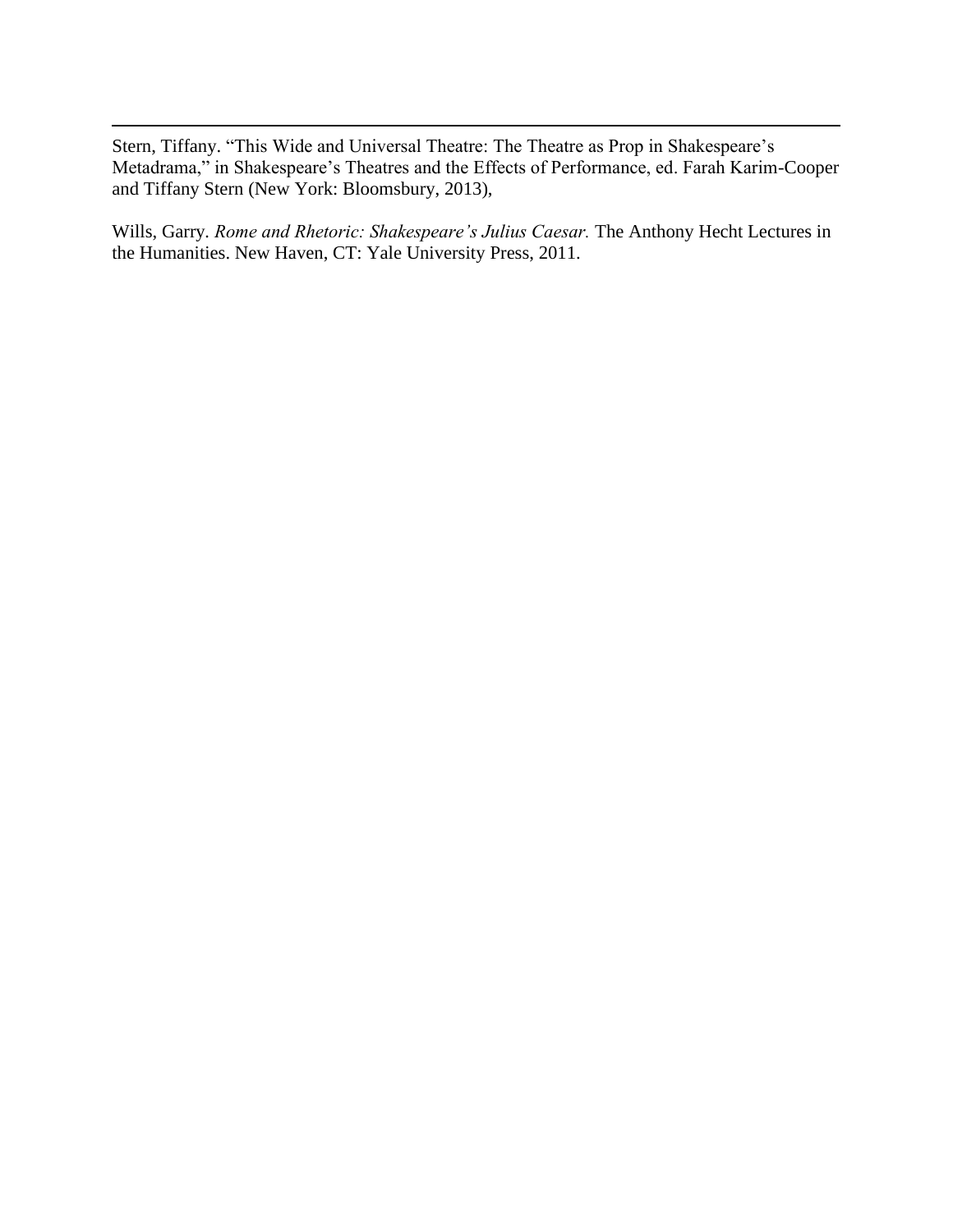Stern, Tiffany. "This Wide and Universal Theatre: The Theatre as Prop in Shakespeare's Metadrama," in Shakespeare's Theatres and the Effects of Performance, ed. Farah Karim-Cooper and Tiffany Stern (New York: Bloomsbury, 2013),

Wills, Garry. *Rome and Rhetoric: Shakespeare's Julius Caesar.* The Anthony Hecht Lectures in the Humanities. New Haven, CT: Yale University Press, 2011.